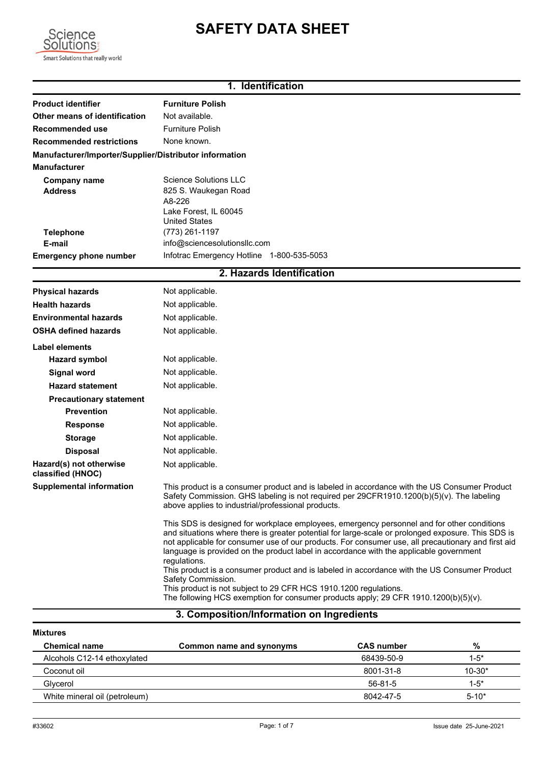# SAFETY DATA SHEET

## 1. Identification

**Product identifier** Furniture Polish

**Other means of identification** Not available.

**Recommended use** Furniture Polish

**Recommended restrictions** None known.

**Manufacturer/Importer/Supplier/Distributor information**

**Manufacturer**

**Company name** Science Solutions LLC

**Address** 825 S. Waukegan Road
A8-226
Lake Forest, IL 60045
United States

**Telephone** (773) 261-1197

**E-mail** info@sciencesolutionsllc.com

**Emergency phone number** Infotrac Emergency Hotline 1-800-535-5053

## 2. Hazards Identification

**Physical hazards** Not applicable.

**Health hazards** Not applicable.

**Environmental hazards** Not applicable.

**OSHA defined hazards** Not applicable.

**Label elements**

**Hazard symbol** Not applicable.

**Signal word** Not applicable.

**Hazard statement** Not applicable.

**Precautionary statement**

**Prevention** Not applicable.

**Response** Not applicable.

**Storage** Not applicable.

**Disposal** Not applicable.

**Hazard(s) not otherwise classified (HNOC)** Not applicable.

**Supplemental information** This product is a consumer product and is labeled in accordance with the US Consumer Product Safety Commission. GHS labeling is not required per 29CFR1910.1200(b)(5)(v). The labeling above applies to industrial/professional products.

This SDS is designed for workplace employees, emergency personnel and for other conditions and situations where there is greater potential for large-scale or prolonged exposure. This SDS is not applicable for consumer use of our products. For consumer use, all precautionary and first aid language is provided on the product label in accordance with the applicable government regulations.
This product is a consumer product and is labeled in accordance with the US Consumer Product Safety Commission.
This product is not subject to 29 CFR HCS 1910.1200 regulations.
The following HCS exemption for consumer products apply; 29 CFR 1910.1200(b)(5)(v).

## 3. Composition/Information on Ingredients

**Mixtures**

| Chemical name | Common name and synonyms | CAS number | % |
|---|---|---|---|
| Alcohols C12-14 ethoxylated | | 68439-50-9 | 1-5* |
| Coconut oil | | 8001-31-8 | 10-30* |
| Glycerol | | 56-81-5 | 1-5* |
| White mineral oil (petroleum) | | 8042-47-5 | 5-10* |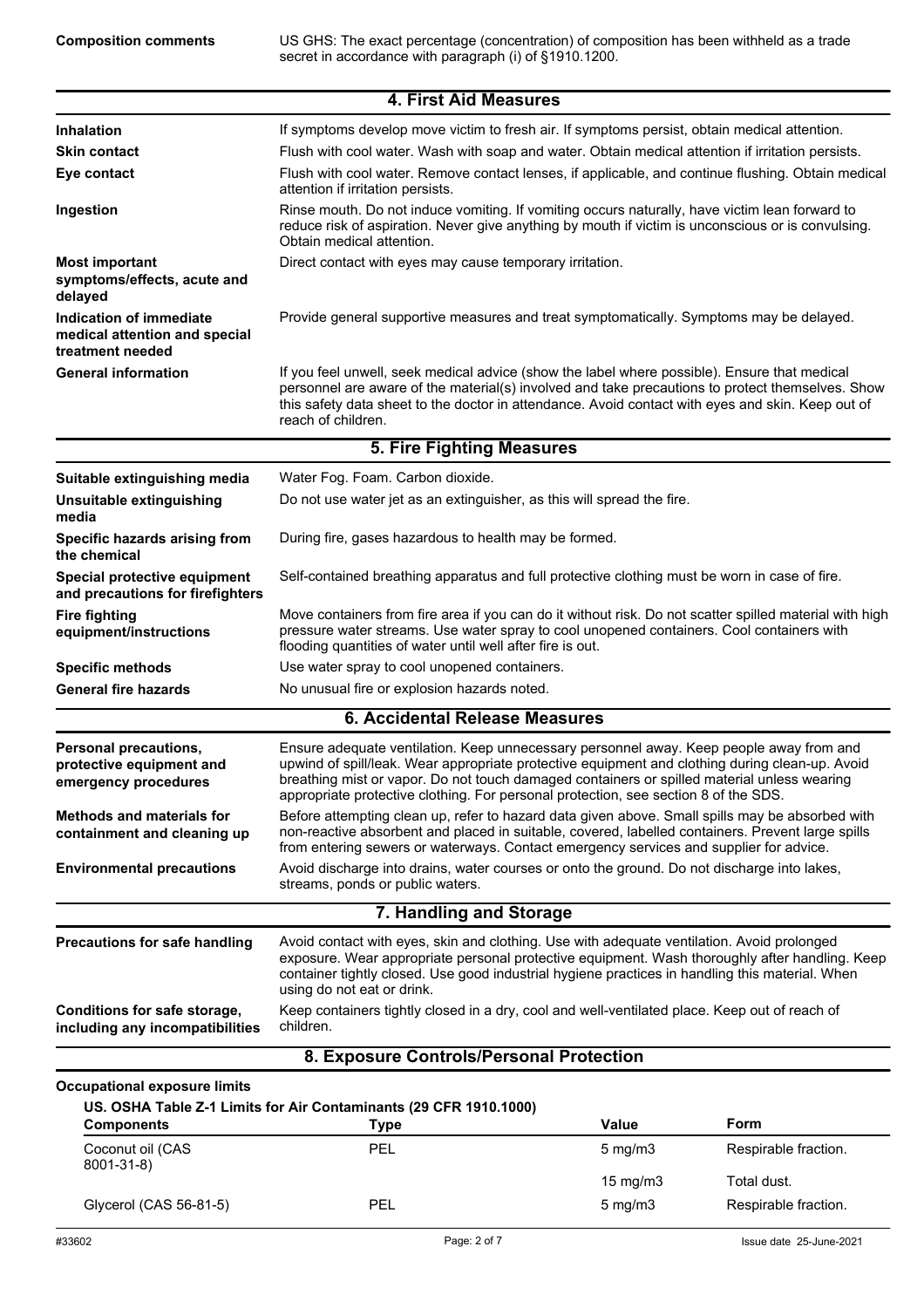| | |
|---|---|
| **Composition comments** | US GHS: The exact percentage (concentration) of composition has been withheld as a trade secret in accordance with paragraph (i) of §1910.1200. |

## 4. First Aid Measures

| | |
|---|---|
| **Inhalation** | If symptoms develop move victim to fresh air. If symptoms persist, obtain medical attention. |
| **Skin contact** | Flush with cool water. Wash with soap and water. Obtain medical attention if irritation persists. |
| **Eye contact** | Flush with cool water. Remove contact lenses, if applicable, and continue flushing. Obtain medical attention if irritation persists. |
| **Ingestion** | Rinse mouth. Do not induce vomiting. If vomiting occurs naturally, have victim lean forward to reduce risk of aspiration. Never give anything by mouth if victim is unconscious or is convulsing. Obtain medical attention. |
| **Most important symptoms/effects, acute and delayed** | Direct contact with eyes may cause temporary irritation. |
| **Indication of immediate medical attention and special treatment needed** | Provide general supportive measures and treat symptomatically. Symptoms may be delayed. |
| **General information** | If you feel unwell, seek medical advice (show the label where possible). Ensure that medical personnel are aware of the material(s) involved and take precautions to protect themselves. Show this safety data sheet to the doctor in attendance. Avoid contact with eyes and skin. Keep out of reach of children. |

## 5. Fire Fighting Measures

| | |
|---|---|
| **Suitable extinguishing media** | Water Fog. Foam. Carbon dioxide. |
| **Unsuitable extinguishing media** | Do not use water jet as an extinguisher, as this will spread the fire. |
| **Specific hazards arising from the chemical** | During fire, gases hazardous to health may be formed. |
| **Special protective equipment and precautions for firefighters** | Self-contained breathing apparatus and full protective clothing must be worn in case of fire. |
| **Fire fighting equipment/instructions** | Move containers from fire area if you can do it without risk. Do not scatter spilled material with high pressure water streams. Use water spray to cool unopened containers. Cool containers with flooding quantities of water until well after fire is out. |
| **Specific methods** | Use water spray to cool unopened containers. |
| **General fire hazards** | No unusual fire or explosion hazards noted. |

## 6. Accidental Release Measures

| | |
|---|---|
| **Personal precautions, protective equipment and emergency procedures** | Ensure adequate ventilation. Keep unnecessary personnel away. Keep people away from and upwind of spill/leak. Wear appropriate protective equipment and clothing during clean-up. Avoid breathing mist or vapor. Do not touch damaged containers or spilled material unless wearing appropriate protective clothing. For personal protection, see section 8 of the SDS. |
| **Methods and materials for containment and cleaning up** | Before attempting clean up, refer to hazard data given above. Small spills may be absorbed with non-reactive absorbent and placed in suitable, covered, labelled containers. Prevent large spills from entering sewers or waterways. Contact emergency services and supplier for advice. |
| **Environmental precautions** | Avoid discharge into drains, water courses or onto the ground. Do not discharge into lakes, streams, ponds or public waters. |

## 7. Handling and Storage

| | |
|---|---|
| **Precautions for safe handling** | Avoid contact with eyes, skin and clothing. Use with adequate ventilation. Avoid prolonged exposure. Wear appropriate personal protective equipment. Wash thoroughly after handling. Keep container tightly closed. Use good industrial hygiene practices in handling this material. When using do not eat or drink. |
| **Conditions for safe storage, including any incompatibilities** | Keep containers tightly closed in a dry, cool and well-ventilated place. Keep out of reach of children. |

## 8. Exposure Controls/Personal Protection

**Occupational exposure limits**

**US. OSHA Table Z-1 Limits for Air Contaminants (29 CFR 1910.1000)**

| Components | Type | Value | Form |
|---|---|---|---|
| Coconut oil (CAS 8001-31-8) | PEL | 5 mg/m3 | Respirable fraction. |
| | | 15 mg/m3 | Total dust. |
| Glycerol (CAS 56-81-5) | PEL | 5 mg/m3 | Respirable fraction. |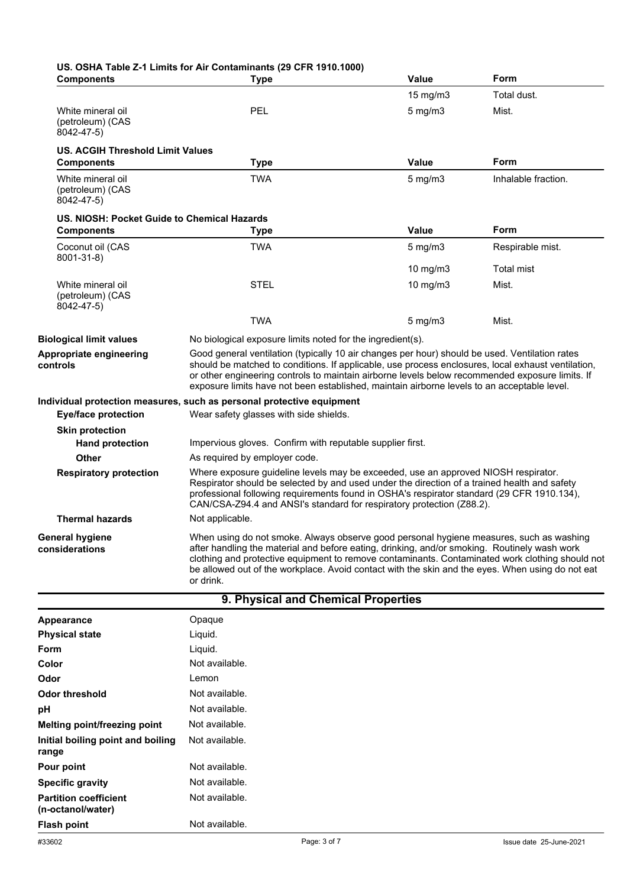**US. OSHA Table Z-1 Limits for Air Contaminants (29 CFR 1910.1000)**

| Components | Type | Value | Form |
|---|---|---|---|
| | | 15 mg/m3 | Total dust. |
| White mineral oil (petroleum) (CAS 8042-47-5) | PEL | 5 mg/m3 | Mist. |

**US. ACGIH Threshold Limit Values**

| Components | Type | Value | Form |
|---|---|---|---|
| White mineral oil (petroleum) (CAS 8042-47-5) | TWA | 5 mg/m3 | Inhalable fraction. |

**US. NIOSH: Pocket Guide to Chemical Hazards**

| Components | Type | Value | Form |
|---|---|---|---|
| Coconut oil (CAS 8001-31-8) | TWA | 5 mg/m3 | Respirable mist. |
| | | 10 mg/m3 | Total mist |
| White mineral oil (petroleum) (CAS 8042-47-5) | STEL | 10 mg/m3 | Mist. |
| | TWA | 5 mg/m3 | Mist. |

**Biological limit values**
No biological exposure limits noted for the ingredient(s).

**Appropriate engineering controls**
Good general ventilation (typically 10 air changes per hour) should be used. Ventilation rates should be matched to conditions. If applicable, use process enclosures, local exhaust ventilation, or other engineering controls to maintain airborne levels below recommended exposure limits. If exposure limits have not been established, maintain airborne levels to an acceptable level.

**Individual protection measures, such as personal protective equipment**

**Eye/face protection**
Wear safety glasses with side shields.

**Skin protection**

**Hand protection**
Impervious gloves. Confirm with reputable supplier first.

**Other**
As required by employer code.

**Respiratory protection**
Where exposure guideline levels may be exceeded, use an approved NIOSH respirator. Respirator should be selected by and used under the direction of a trained health and safety professional following requirements found in OSHA's respirator standard (29 CFR 1910.134), CAN/CSA-Z94.4 and ANSI's standard for respiratory protection (Z88.2).

**Thermal hazards**
Not applicable.

**General hygiene considerations**
When using do not smoke. Always observe good personal hygiene measures, such as washing after handling the material and before eating, drinking, and/or smoking. Routinely wash work clothing and protective equipment to remove contaminants. Contaminated work clothing should not be allowed out of the workplace. Avoid contact with the skin and the eyes. When using do not eat or drink.

## 9. Physical and Chemical Properties

| | |
|---|---|
| **Appearance** | Opaque |
| **Physical state** | Liquid. |
| **Form** | Liquid. |
| **Color** | Not available. |
| **Odor** | Lemon |
| **Odor threshold** | Not available. |
| **pH** | Not available. |
| **Melting point/freezing point** | Not available. |
| **Initial boiling point and boiling range** | Not available. |
| **Pour point** | Not available. |
| **Specific gravity** | Not available. |
| **Partition coefficient (n-octanol/water)** | Not available. |
| **Flash point** | Not available. |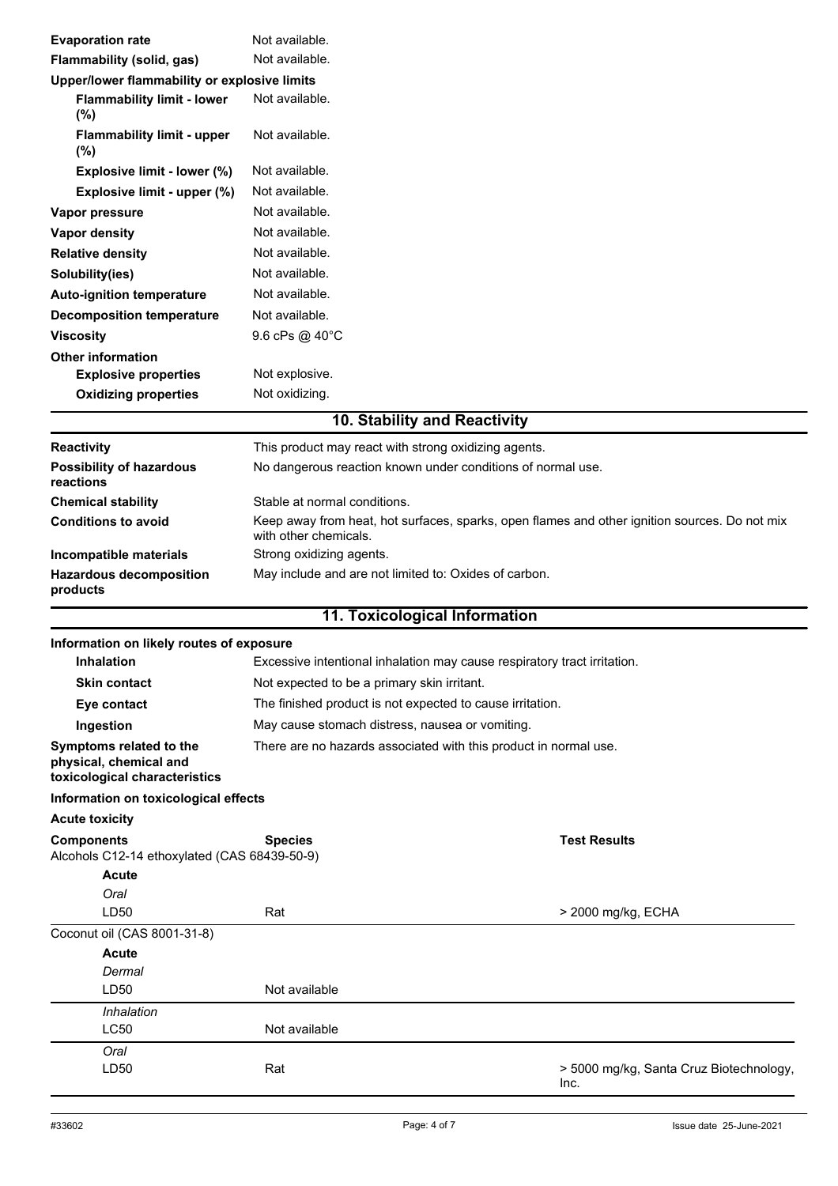| | |
|---|---|
| **Evaporation rate** | Not available. |
| **Flammability (solid, gas)** | Not available. |
| **Upper/lower flammability or explosive limits** | |
| **Flammability limit - lower (%)** | Not available. |
| **Flammability limit - upper (%)** | Not available. |
| **Explosive limit - lower (%)** | Not available. |
| **Explosive limit - upper (%)** | Not available. |
| **Vapor pressure** | Not available. |
| **Vapor density** | Not available. |
| **Relative density** | Not available. |
| **Solubility(ies)** | Not available. |
| **Auto-ignition temperature** | Not available. |
| **Decomposition temperature** | Not available. |
| **Viscosity** | 9.6 cPs @ 40°C |
| **Other information** | |
| **Explosive properties** | Not explosive. |
| **Oxidizing properties** | Not oxidizing. |

## 10. Stability and Reactivity

| | |
|---|---|
| **Reactivity** | This product may react with strong oxidizing agents. |
| **Possibility of hazardous reactions** | No dangerous reaction known under conditions of normal use. |
| **Chemical stability** | Stable at normal conditions. |
| **Conditions to avoid** | Keep away from heat, hot surfaces, sparks, open flames and other ignition sources. Do not mix with other chemicals. |
| **Incompatible materials** | Strong oxidizing agents. |
| **Hazardous decomposition products** | May include and are not limited to: Oxides of carbon. |

## 11. Toxicological Information

**Information on likely routes of exposure**

| | |
|---|---|
| **Inhalation** | Excessive intentional inhalation may cause respiratory tract irritation. |
| **Skin contact** | Not expected to be a primary skin irritant. |
| **Eye contact** | The finished product is not expected to cause irritation. |
| **Ingestion** | May cause stomach distress, nausea or vomiting. |
| **Symptoms related to the physical, chemical and toxicological characteristics** | There are no hazards associated with this product in normal use. |

**Information on toxicological effects**

**Acute toxicity**

| **Components** | **Species** | **Test Results** |
|---|---|---|
| Alcohols C12-14 ethoxylated (CAS 68439-50-9) | | |
| **Acute** | | |
| *Oral* | | |
| LD50 | Rat | > 2000 mg/kg, ECHA |
| Coconut oil (CAS 8001-31-8) | | |
| **Acute** | | |
| *Dermal* | | |
| LD50 | Not available | |
| *Inhalation* | | |
| LC50 | Not available | |
| *Oral* | | |
| LD50 | Rat | > 5000 mg/kg, Santa Cruz Biotechnology, Inc. |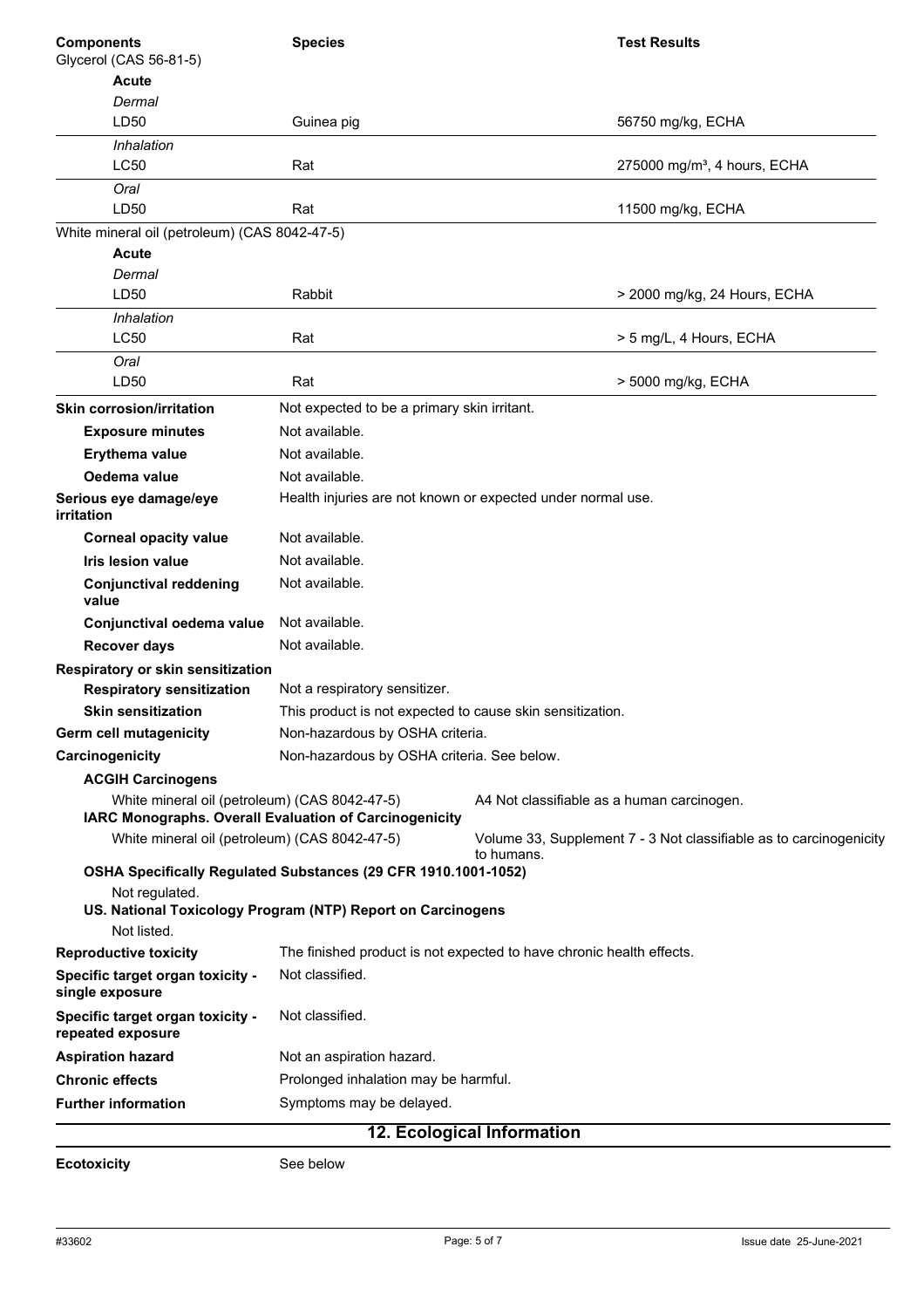| Components | Species | Test Results |
|---|---|---|
| Glycerol (CAS 56-81-5) | | |
| **Acute** | | |
| *Dermal* | | |
| LD50 | Guinea pig | 56750 mg/kg, ECHA |
| *Inhalation* | | |
| LC50 | Rat | 275000 mg/m³, 4 hours, ECHA |
| *Oral* | | |
| LD50 | Rat | 11500 mg/kg, ECHA |
| White mineral oil (petroleum) (CAS 8042-47-5) | | |
| **Acute** | | |
| *Dermal* | | |
| LD50 | Rabbit | > 2000 mg/kg, 24 Hours, ECHA |
| *Inhalation* | | |
| LC50 | Rat | > 5 mg/L, 4 Hours, ECHA |
| *Oral* | | |
| LD50 | Rat | > 5000 mg/kg, ECHA |

**Skin corrosion/irritation** Not expected to be a primary skin irritant.

**Exposure minutes** Not available.

**Erythema value** Not available.

**Oedema value** Not available.

**Serious eye damage/eye irritation** Health injuries are not known or expected under normal use.

**Corneal opacity value** Not available.

**Iris lesion value** Not available.

**Conjunctival reddening value** Not available.

**Conjunctival oedema value** Not available.

**Recover days** Not available.

**Respiratory or skin sensitization**

**Respiratory sensitization** Not a respiratory sensitizer.

**Skin sensitization** This product is not expected to cause skin sensitization.

**Germ cell mutagenicity** Non-hazardous by OSHA criteria.

**Carcinogenicity** Non-hazardous by OSHA criteria. See below.

**ACGIH Carcinogens**

White mineral oil (petroleum) (CAS 8042-47-5) A4 Not classifiable as a human carcinogen.

**IARC Monographs. Overall Evaluation of Carcinogenicity**

White mineral oil (petroleum) (CAS 8042-47-5) Volume 33, Supplement 7 - 3 Not classifiable as to carcinogenicity to humans.

**OSHA Specifically Regulated Substances (29 CFR 1910.1001-1052)**

Not regulated.

**US. National Toxicology Program (NTP) Report on Carcinogens**

Not listed.

**Reproductive toxicity** The finished product is not expected to have chronic health effects.

**Specific target organ toxicity - single exposure** Not classified.

**Specific target organ toxicity - repeated exposure** Not classified.

**Aspiration hazard** Not an aspiration hazard.

**Chronic effects** Prolonged inhalation may be harmful.

**Further information** Symptoms may be delayed.

## 12. Ecological Information

**Ecotoxicity** See below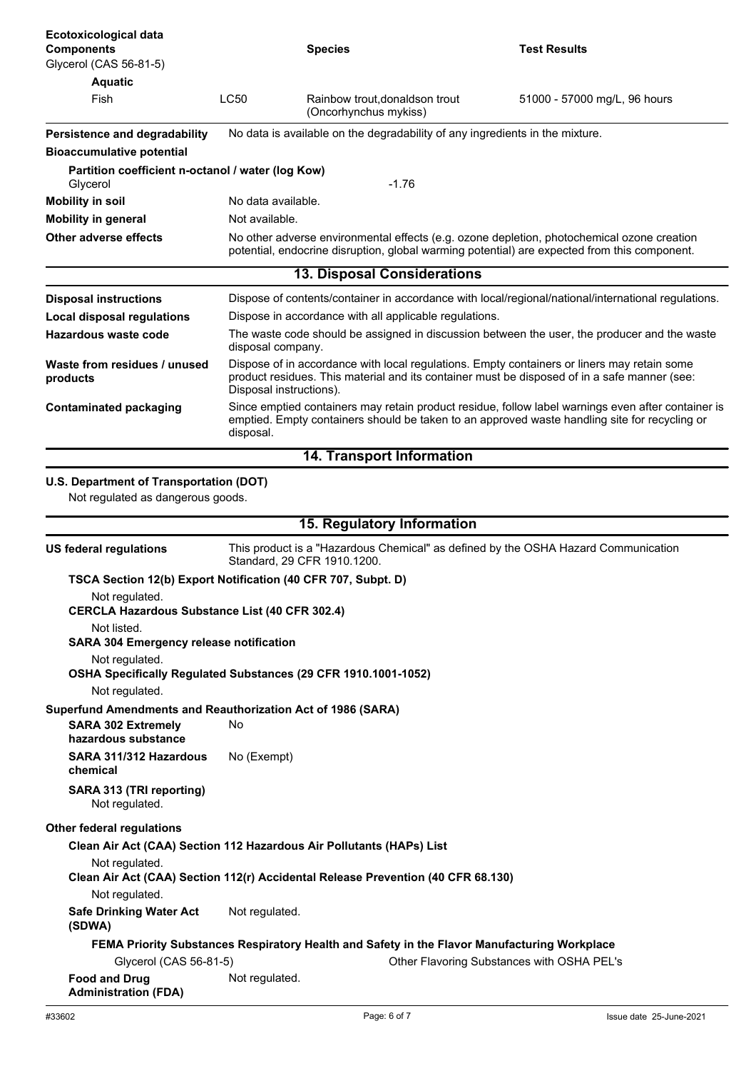**Ecotoxicological data**

| Components | | Species | Test Results |
| --- | --- | --- | --- |
| Glycerol (CAS 56-81-5) | | | |
| **Aquatic** | | | |
| Fish | LC50 | Rainbow trout,donaldson trout (Oncorhynchus mykiss) | 51000 - 57000 mg/L, 96 hours |

**Persistence and degradability** No data is available on the degradability of any ingredients in the mixture.

**Bioaccumulative potential**

**Partition coefficient n-octanol / water (log Kow)**

Glycerol -1.76

**Mobility in soil** No data available.

**Mobility in general** Not available.

**Other adverse effects** No other adverse environmental effects (e.g. ozone depletion, photochemical ozone creation potential, endocrine disruption, global warming potential) are expected from this component.

## 13. Disposal Considerations

**Disposal instructions** Dispose of contents/container in accordance with local/regional/national/international regulations.

**Local disposal regulations** Dispose in accordance with all applicable regulations.

**Hazardous waste code** The waste code should be assigned in discussion between the user, the producer and the waste disposal company.

**Waste from residues / unused products** Dispose of in accordance with local regulations. Empty containers or liners may retain some product residues. This material and its container must be disposed of in a safe manner (see: Disposal instructions).

**Contaminated packaging** Since emptied containers may retain product residue, follow label warnings even after container is emptied. Empty containers should be taken to an approved waste handling site for recycling or disposal.

## 14. Transport Information

**U.S. Department of Transportation (DOT)**

Not regulated as dangerous goods.

## 15. Regulatory Information

**US federal regulations** This product is a "Hazardous Chemical" as defined by the OSHA Hazard Communication Standard, 29 CFR 1910.1200.

**TSCA Section 12(b) Export Notification (40 CFR 707, Subpt. D)**

Not regulated.

**CERCLA Hazardous Substance List (40 CFR 302.4)**

Not listed.

**SARA 304 Emergency release notification**

Not regulated.

**OSHA Specifically Regulated Substances (29 CFR 1910.1001-1052)**

Not regulated.

**Superfund Amendments and Reauthorization Act of 1986 (SARA)**

**SARA 302 Extremely hazardous substance** No

**SARA 311/312 Hazardous chemical** No (Exempt)

**SARA 313 (TRI reporting)**

Not regulated.

**Other federal regulations**

**Clean Air Act (CAA) Section 112 Hazardous Air Pollutants (HAPs) List**

Not regulated.

**Clean Air Act (CAA) Section 112(r) Accidental Release Prevention (40 CFR 68.130)**

Not regulated.

**Safe Drinking Water Act (SDWA)** Not regulated.

**FEMA Priority Substances Respiratory Health and Safety in the Flavor Manufacturing Workplace**

Glycerol (CAS 56-81-5) Other Flavoring Substances with OSHA PEL's

**Food and Drug Administration (FDA)** Not regulated.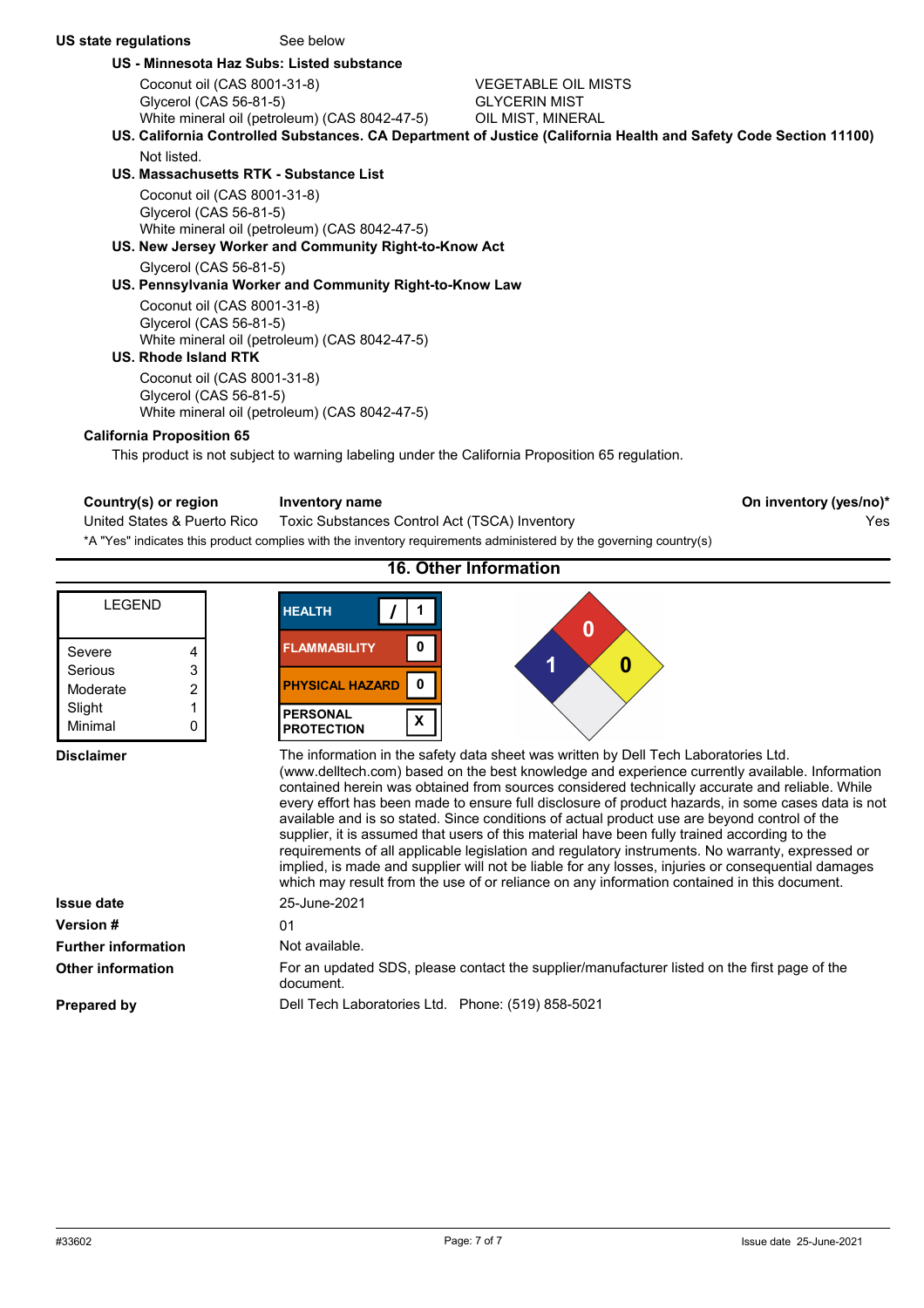**US state regulations** See below

**US - Minnesota Haz Subs: Listed substance**

| | |
|---|---|
| Coconut oil (CAS 8001-31-8) | VEGETABLE OIL MISTS |
| Glycerol (CAS 56-81-5) | GLYCERIN MIST |
| White mineral oil (petroleum) (CAS 8042-47-5) | OIL MIST, MINERAL |

**US. California Controlled Substances. CA Department of Justice (California Health and Safety Code Section 11100)**

Not listed.

**US. Massachusetts RTK - Substance List**

Coconut oil (CAS 8001-31-8)
Glycerol (CAS 56-81-5)
White mineral oil (petroleum) (CAS 8042-47-5)

**US. New Jersey Worker and Community Right-to-Know Act**

Glycerol (CAS 56-81-5)

**US. Pennsylvania Worker and Community Right-to-Know Law**

Coconut oil (CAS 8001-31-8)
Glycerol (CAS 56-81-5)
White mineral oil (petroleum) (CAS 8042-47-5)

**US. Rhode Island RTK**

Coconut oil (CAS 8001-31-8)
Glycerol (CAS 56-81-5)
White mineral oil (petroleum) (CAS 8042-47-5)

**California Proposition 65**

This product is not subject to warning labeling under the California Proposition 65 regulation.

| Country(s) or region | Inventory name | On inventory (yes/no)* |
|---|---|---|
| United States & Puerto Rico | Toxic Substances Control Act (TSCA) Inventory | Yes |

*A "Yes" indicates this product complies with the inventory requirements administered by the governing country(s)

## 16. Other Information

| LEGEND | |
|---|---|
| Severe | 4 |
| Serious | 3 |
| Moderate | 2 |
| Slight | 1 |
| Minimal | 0 |

| | | |
|---|---|---|
| HEALTH | / | 1 |
| FLAMMABILITY | | 0 |
| PHYSICAL HAZARD | | 0 |
| PERSONAL PROTECTION | | X |

0
1
0

**Disclaimer** The information in the safety data sheet was written by Dell Tech Laboratories Ltd. (www.delltech.com) based on the best knowledge and experience currently available. Information contained herein was obtained from sources considered technically accurate and reliable. While every effort has been made to ensure full disclosure of product hazards, in some cases data is not available and is so stated. Since conditions of actual product use are beyond control of the supplier, it is assumed that users of this material have been fully trained according to the requirements of all applicable legislation and regulatory instruments. No warranty, expressed or implied, is made and supplier will not be liable for any losses, injuries or consequential damages which may result from the use of or reliance on any information contained in this document.

**Issue date** 25-June-2021

**Version #** 01

**Further information** Not available.

**Other information** For an updated SDS, please contact the supplier/manufacturer listed on the first page of the document.

**Prepared by** Dell Tech Laboratories Ltd. Phone: (519) 858-5021